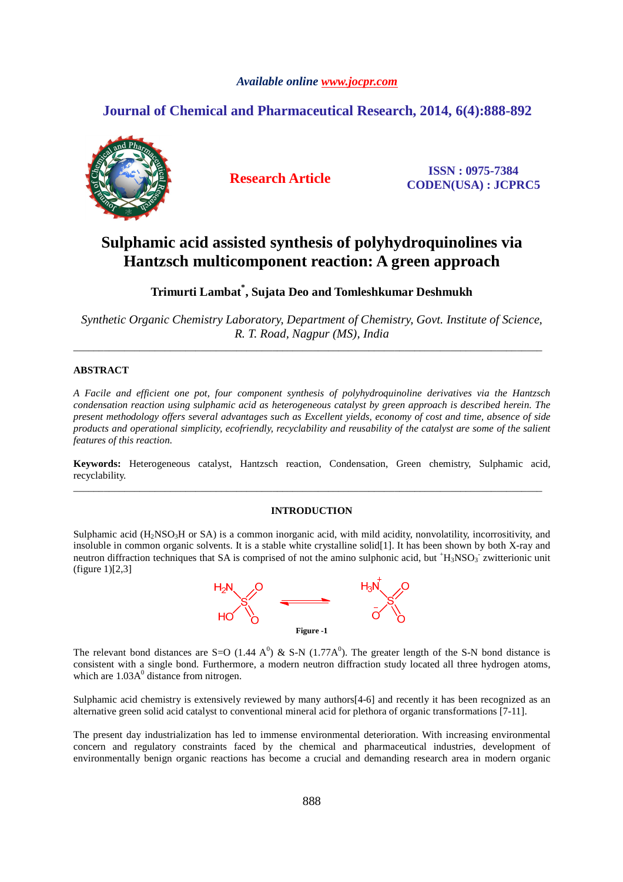Available online www.jocpr.com

# Journal of Chemical and Pharmaceutical Research, 2014, 6(4):888-892

**Research Article**

ISSN : 0975-7384
CODEN(USA) : JCPRC5

# Sulphamic acid assisted synthesis of polyhydroquinolines via Hantzsch multicomponent reaction: A green approach

**Trimurti Lambat*, Sujata Deo and Tomleshkumar Deshmukh**

*Synthetic Organic Chemistry Laboratory, Department of Chemistry, Govt. Institute of Science, R. T. Road, Nagpur (MS), India*

---

## ABSTRACT

*A Facile and efficient one pot, four component synthesis of polyhydroquinoline derivatives via the Hantzsch condensation reaction using sulphamic acid as heterogeneous catalyst by green approach is described herein. The present methodology offers several advantages such as Excellent yields, economy of cost and time, absence of side products and operational simplicity, ecofriendly, recyclability and reusability of the catalyst are some of the salient features of this reaction.*

**Keywords:** Heterogeneous catalyst, Hantzsch reaction, Condensation, Green chemistry, Sulphamic acid, recyclability.

---

## INTRODUCTION

Sulphamic acid ($H_2NSO_3H$ or SA) is a common inorganic acid, with mild acidity, nonvolatility, incorrosivity, and insoluble in common organic solvents. It is a stable white crystalline solid[1]. It has been shown by both X-ray and neutron diffraction techniques that SA is comprised of not the amino sulphonic acid, but $^{+}H_3NSO_3^{-}$ zwitterionic unit (figure 1)[2,3]

Figure -1

The relevant bond distances are S=O (1.44 $A^0$) & S-N (1.77$A^0$). The greater length of the S-N bond distance is consistent with a single bond. Furthermore, a modern neutron diffraction study located all three hydrogen atoms, which are 1.03$A^0$ distance from nitrogen.

Sulphamic acid chemistry is extensively reviewed by many authors[4-6] and recently it has been recognized as an alternative green solid acid catalyst to conventional mineral acid for plethora of organic transformations [7-11].

The present day industrialization has led to immense environmental deterioration. With increasing environmental concern and regulatory constraints faced by the chemical and pharmaceutical industries, development of environmentally benign organic reactions has become a crucial and demanding research area in modern organic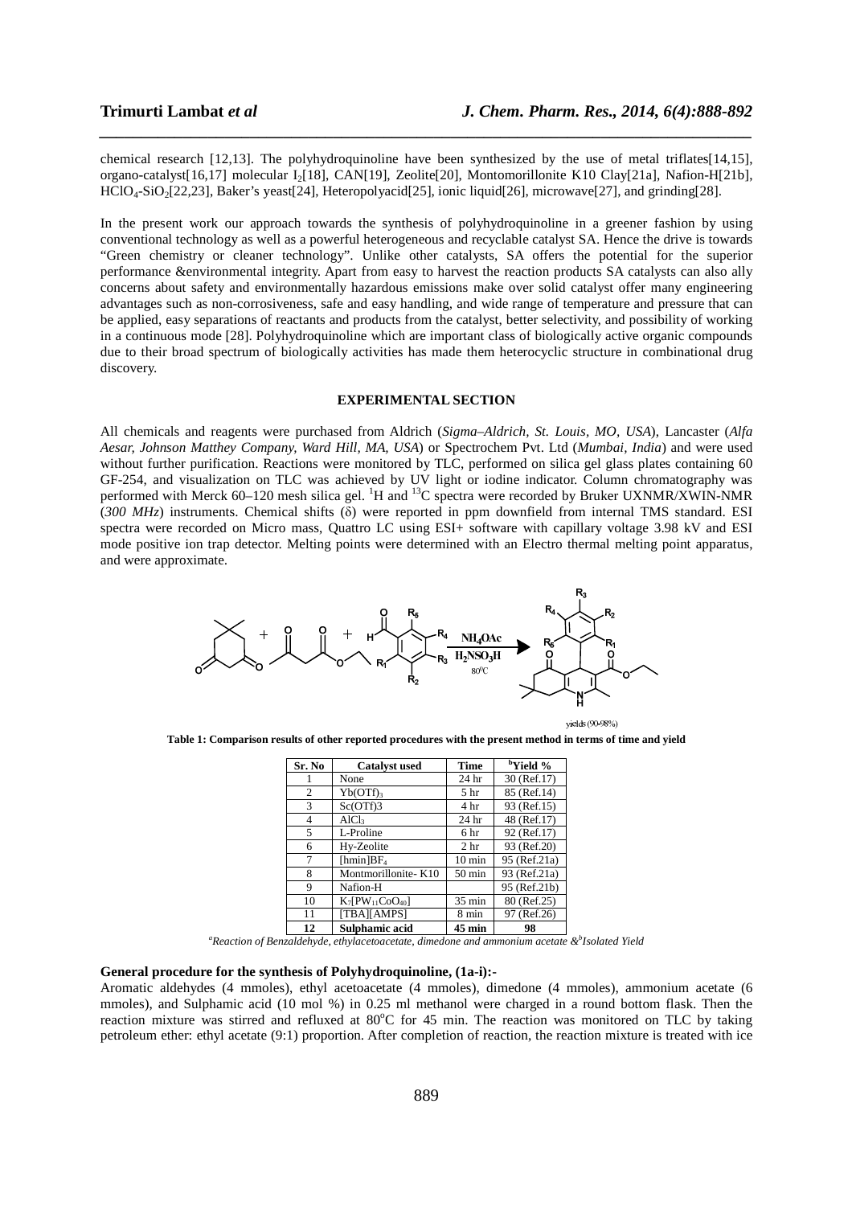chemical research [12,13]. The polyhydroquinoline have been synthesized by the use of metal triflates[14,15], organo-catalyst[16,17] molecular $I_2$[18], CAN[19], Zeolite[20], Montomorillonite K10 Clay[21a], Nafion-H[21b], $HClO_4$-$SiO_2$[22,23], Baker's yeast[24], Heteropolyacid[25], ionic liquid[26], microwave[27], and grinding[28].

In the present work our approach towards the synthesis of polyhydroquinoline in a greener fashion by using conventional technology as well as a powerful heterogeneous and recyclable catalyst SA. Hence the drive is towards "Green chemistry or cleaner technology". Unlike other catalysts, SA offers the potential for the superior performance &environmental integrity. Apart from easy to harvest the reaction products SA catalysts can also ally concerns about safety and environmentally hazardous emissions make over solid catalyst offer many engineering advantages such as non-corrosiveness, safe and easy handling, and wide range of temperature and pressure that can be applied, easy separations of reactants and products from the catalyst, better selectivity, and possibility of working in a continuous mode [28]. Polyhydroquinoline which are important class of biologically active organic compounds due to their broad spectrum of biologically activities has made them heterocyclic structure in combinational drug discovery.

## EXPERIMENTAL SECTION

All chemicals and reagents were purchased from Aldrich (*Sigma–Aldrich, St. Louis, MO, USA*), Lancaster (*Alfa Aesar, Johnson Matthey Company, Ward Hill, MA, USA*) or Spectrochem Pvt. Ltd (*Mumbai, India*) and were used without further purification. Reactions were monitored by TLC, performed on silica gel glass plates containing 60 GF-254, and visualization on TLC was achieved by UV light or iodine indicator. Column chromatography was performed with Merck 60–120 mesh silica gel. $^1H$ and $^{13}C$ spectra were recorded by Bruker UXNMR/XWIN-NMR (*300 MHz*) instruments. Chemical shifts (δ) were reported in ppm downfield from internal TMS standard. ESI spectra were recorded on Micro mass, Quattro LC using ESI+ software with capillary voltage 3.98 kV and ESI mode positive ion trap detector. Melting points were determined with an Electro thermal melting point apparatus, and were approximate.

$NH_4OAc$, $H_2NSO_3H$, $80^oC$

yields (90-98%)

**Table 1: Comparison results of other reported procedures with the present method in terms of time and yield**

| Sr. No | Catalyst used | Time | [b]Yield % |
|---|---|---|---|
| 1 | None | 24 hr | 30 (Ref.17) |
| 2 | $Yb(OTf)_3$ | 5 hr | 85 (Ref.14) |
| 3 | Sc(OTf)3 | 4 hr | 93 (Ref.15) |
| 4 | $AlCl_3$ | 24 hr | 48 (Ref.17) |
| 5 | L-Proline | 6 hr | 92 (Ref.17) |
| 6 | Hy-Zeolite | 2 hr | 93 (Ref.20) |
| 7 | $[hmin]BF_4$ | 10 min | 95 (Ref.21a) |
| 8 | Montmorillonite- K10 | 50 min | 93 (Ref.21a) |
| 9 | Nafion-H | | 95 (Ref.21b) |
| 10 | $K_7[PW_{11}CoO_{40}]$ | 35 min | 80 (Ref.25) |
| 11 | [TBA][AMPS] | 8 min | 97 (Ref.26) |
| **12** | **Sulphamic acid** | **45 min** | **98** |

*[a]Reaction of Benzaldehyde, ethylacetoacetate, dimedone and ammonium acetate &[b]Isolated Yield*

**General procedure for the synthesis of Polyhydroquinoline, (1a-i):-**

Aromatic aldehydes (4 mmoles), ethyl acetoacetate (4 mmoles), dimedone (4 mmoles), ammonium acetate (6 mmoles), and Sulphamic acid (10 mol %) in 0.25 ml methanol were charged in a round bottom flask. Then the reaction mixture was stirred and refluxed at $80^oC$ for 45 min. The reaction was monitored on TLC by taking petroleum ether: ethyl acetate (9:1) proportion. After completion of reaction, the reaction mixture is treated with ice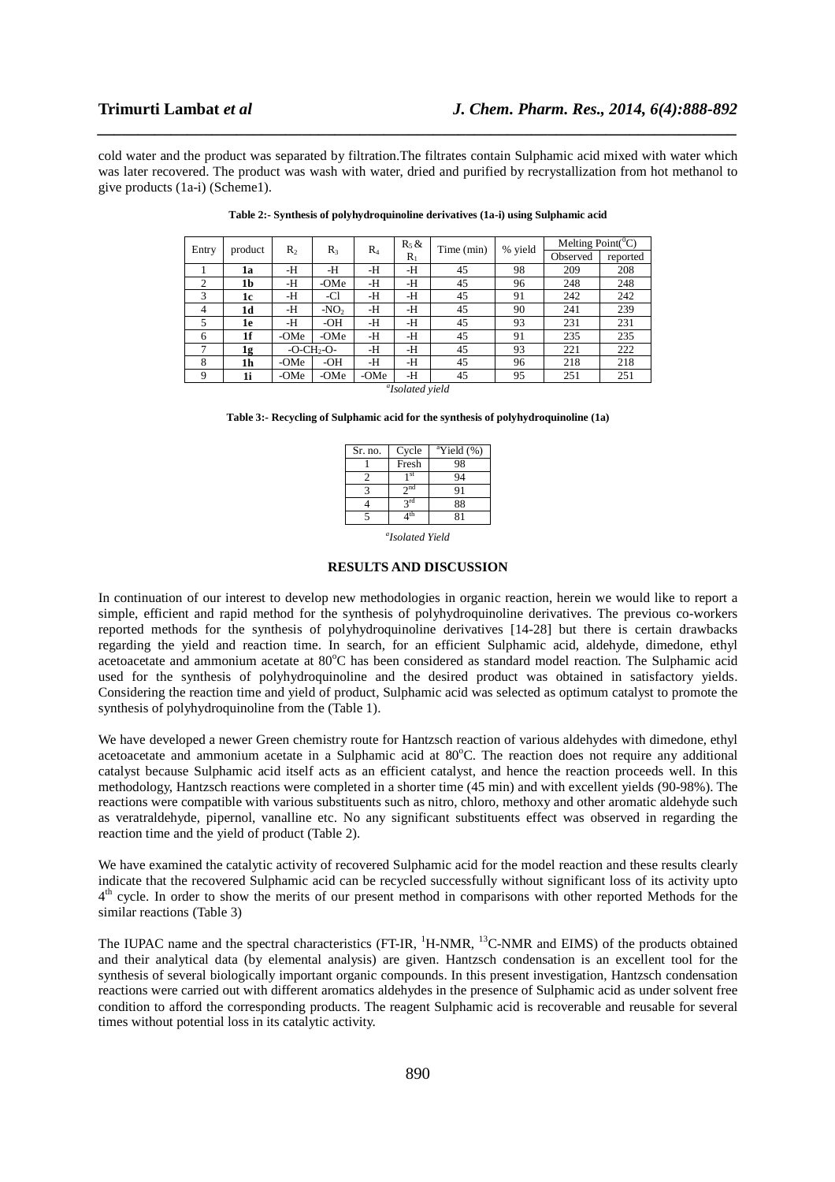cold water and the product was separated by filtration.The filtrates contain Sulphamic acid mixed with water which was later recovered. The product was wash with water, dried and purified by recrystallization from hot methanol to give products (1a-i) (Scheme1).

**Table 2:- Synthesis of polyhydroquinoline derivatives (1a-i) using Sulphamic acid**

| Entry | product | $R_2$ | $R_3$ | $R_4$ | $R_5$ & $R_1$ | Time (min) | % yield | Melting Point($^0$C) | |
|---|---|---|---|---|---|---|---|---|---|
| | | | | | | | | Observed | reported |
| 1 | **1a** | -H | -H | -H | -H | 45 | 98 | 209 | 208 |
| 2 | **1b** | -H | -OMe | -H | -H | 45 | 96 | 248 | 248 |
| 3 | **1c** | -H | -Cl | -H | -H | 45 | 91 | 242 | 242 |
| 4 | **1d** | -H | $-NO_2$ | -H | -H | 45 | 90 | 241 | 239 |
| 5 | **1e** | -H | -OH | -H | -H | 45 | 93 | 231 | 231 |
| 6 | **1f** | -OMe | -OMe | -H | -H | 45 | 91 | 235 | 235 |
| 7 | **1g** | $-O-CH_2-O-$ | | -H | -H | 45 | 93 | 221 | 222 |
| 8 | **1h** | -OMe | -OH | -H | -H | 45 | 96 | 218 | 218 |
| 9 | **1i** | -OMe | -OMe | -OMe | -H | 45 | 95 | 251 | 251 |

[a]*Isolated yield*

**Table 3:- Recycling of Sulphamic acid for the synthesis of polyhydroquinoline (1a)**

| Sr. no. | Cycle | [a]Yield (%) |
|---|---|---|
| 1 | Fresh | 98 |
| 2 | 1$^{st}$ | 94 |
| 3 | 2$^{nd}$ | 91 |
| 4 | 3$^{rd}$ | 88 |
| 5 | 4$^{th}$ | 81 |

[a]*Isolated Yield*

## RESULTS AND DISCUSSION

In continuation of our interest to develop new methodologies in organic reaction, herein we would like to report a simple, efficient and rapid method for the synthesis of polyhydroquinoline derivatives. The previous co-workers reported methods for the synthesis of polyhydroquinoline derivatives [14-28] but there is certain drawbacks regarding the yield and reaction time. In search, for an efficient Sulphamic acid, aldehyde, dimedone, ethyl acetoacetate and ammonium acetate at 80$^o$C has been considered as standard model reaction. The Sulphamic acid used for the synthesis of polyhydroquinoline and the desired product was obtained in satisfactory yields. Considering the reaction time and yield of product, Sulphamic acid was selected as optimum catalyst to promote the synthesis of polyhydroquinoline from the (Table 1).

We have developed a newer Green chemistry route for Hantzsch reaction of various aldehydes with dimedone, ethyl acetoacetate and ammonium acetate in a Sulphamic acid at 80$^o$C. The reaction does not require any additional catalyst because Sulphamic acid itself acts as an efficient catalyst, and hence the reaction proceeds well. In this methodology, Hantzsch reactions were completed in a shorter time (45 min) and with excellent yields (90-98%). The reactions were compatible with various substituents such as nitro, chloro, methoxy and other aromatic aldehyde such as veratraldehyde, pipernol, vanalline etc. No any significant substituents effect was observed in regarding the reaction time and the yield of product (Table 2).

We have examined the catalytic activity of recovered Sulphamic acid for the model reaction and these results clearly indicate that the recovered Sulphamic acid can be recycled successfully without significant loss of its activity upto 4$^{th}$ cycle. In order to show the merits of our present method in comparisons with other reported Methods for the similar reactions (Table 3)

The IUPAC name and the spectral characteristics (FT-IR, $^1$H-NMR, $^{13}$C-NMR and EIMS) of the products obtained and their analytical data (by elemental analysis) are given. Hantzsch condensation is an excellent tool for the synthesis of several biologically important organic compounds. In this present investigation, Hantzsch condensation reactions were carried out with different aromatics aldehydes in the presence of Sulphamic acid as under solvent free condition to afford the corresponding products. The reagent Sulphamic acid is recoverable and reusable for several times without potential loss in its catalytic activity.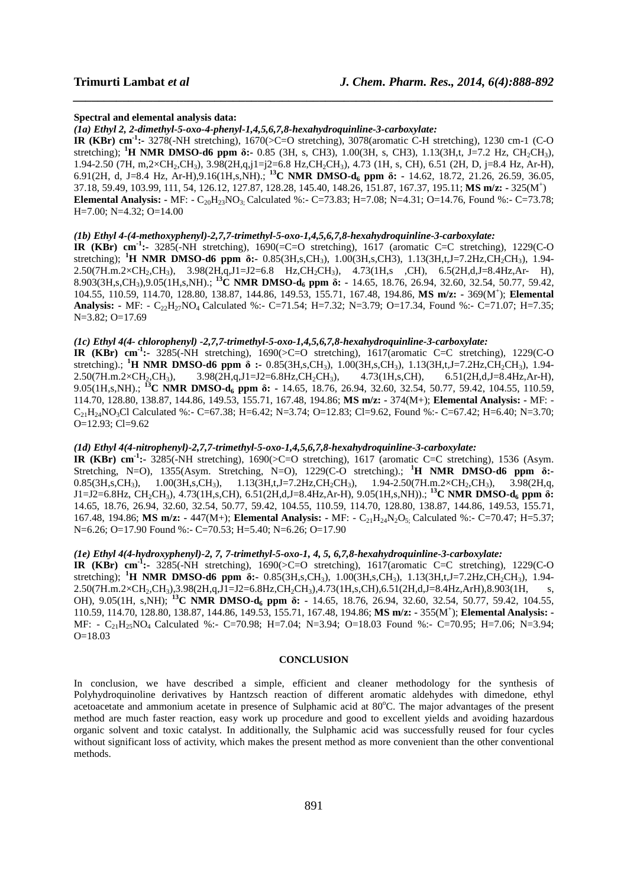**Spectral and elemental analysis data:**

*(1a) Ethyl 2, 2-dimethyl-5-oxo-4-phenyl-1,4,5,6,7,8-hexahydroquinline-3-carboxylate:*

**IR (KBr) $cm^{-1}$:-** 3278(-NH stretching), 1670(>C=O stretching), 3078(aromatic C-H stretching), 1230 cm-1 (C-O stretching); **$^1$H NMR DMSO-d6 ppm δ:-** 0.85 (3H, s, CH3), 1.00(3H, s, CH3), 1.13(3H,t, J=7.2 Hz, $CH_2CH_3$), 1.94-2.50 (7H, m,2×$CH_2$,$CH_3$), 3.98(2H,q,j1=j2=6.8 Hz,$CH_2CH_3$), 4.73 (1H, s, CH), 6.51 (2H, D, j=8.4 Hz, Ar-H), 6.91(2H, d, J=8.4 Hz, Ar-H),9.16(1H,s,NH).; **$^{13}$C NMR DMSO-$d_6$ ppm δ: -** 14.62, 18.72, 21.26, 26.59, 36.05, 37.18, 59.49, 103.99, 111, 54, 126.12, 127.87, 128.28, 145.40, 148.26, 151.87, 167.37, 195.11; **MS m/z: -** 325($M^+$) **Elemental Analysis: -** MF: - $C_{20}H_{23}NO_3$; Calculated %:- C=73.83; H=7.08; N=4.31; O=14.76, Found %:- C=73.78; H=7.00; N=4.32; O=14.00

*(1b) Ethyl 4-(4-methoxyphenyl)-2,7,7-trimethyl-5-oxo-1,4,5,6,7,8-hexahydroquinline-3-carboxylate:*

**IR (KBr) $cm^{-1}$:-** 3285(-NH stretching), 1690(=C=O stretching), 1617 (aromatic C=C stretching), 1229(C-O stretching); **$^1$H NMR DMSO-d6 ppm δ:-** 0.85(3H,s,$CH_3$), 1.00(3H,s,CH3), 1.13(3H,t,J=7.2Hz,$CH_2CH_3$), 1.94-2.50(7H.m.2×$CH_2$,$CH_3$), 3.98(2H,q,J1=J2=6.8 Hz,$CH_2CH_3$), 4.73(1H,s ,CH), 6.5(2H,d,J=8.4Hz,Ar- H), 8.903(3H,s,$CH_3$),9.05(1H,s,NH).; **$^{13}$C NMR DMSO-$d_6$ ppm δ: -** 14.65, 18.76, 26.94, 32.60, 32.54, 50.77, 59.42, 104.55, 110.59, 114.70, 128.80, 138.87, 144.86, 149.53, 155.71, 167.48, 194.86, **MS m/z: -** 369($M^+$); **Elemental Analysis: -** MF: - $C_{22}H_{27}NO_4$ Calculated %:- C=71.54; H=7.32; N=3.79; O=17.34, Found %:- C=71.07; H=7.35; N=3.82; O=17.69

*(1c) Ethyl 4(4- chlorophenyl) -2,7,7-trimethyl-5-oxo-1,4,5,6,7,8-hexahydroquinline-3-carboxylate:*

**IR (KBr) $cm^{-1}$:-** 3285(-NH stretching), 1690(>C=O stretching), 1617(aromatic C=C stretching), 1229(C-O stretching).; **$^1$H NMR DMSO-d6 ppm δ :-** 0.85(3H,s,$CH_3$), 1.00(3H,s,$CH_3$), 1.13(3H,t,J=7.2Hz,$CH_2CH_3$), 1.94-2.50(7H.m.2×$CH_2$,$CH_3$), 3.98(2H,q,J1=J2=6.8Hz,$CH_2CH_3$), 4.73(1H,s,CH), 6.51(2H,d,J=8.4Hz,Ar-H), 9.05(1H,s,NH).; **$^{13}$C NMR DMSO-$d_6$ ppm δ: -** 14.65, 18.76, 26.94, 32.60, 32.54, 50.77, 59.42, 104.55, 110.59, 114.70, 128.80, 138.87, 144.86, 149.53, 155.71, 167.48, 194.86; **MS m/z: -** 374(M+); **Elemental Analysis: -** MF: - $C_{21}H_{24}NO_3Cl$ Calculated %:- C=67.38; H=6.42; N=3.74; O=12.83; Cl=9.62, Found %:- C=67.42; H=6.40; N=3.70; O=12.93; Cl=9.62

*(1d) Ethyl 4(4-nitrophenyl)-2,7,7-trimethyl-5-oxo-1,4,5,6,7,8-hexahydroquinline-3-carboxylate:*

**IR (KBr) $cm^{-1}$:-** 3285(-NH stretching), 1690(>C=O stretching), 1617 (aromatic C=C stretching), 1536 (Asym. Stretching, N=O), 1355(Asym. Stretching, N=O), 1229(C-O stretching).; **$^1$H NMR DMSO-d6 ppm δ:-** 0.85(3H,s,$CH_3$), 1.00(3H,s,$CH_3$), 1.13(3H,t,J=7.2Hz,$CH_2CH_3$), 1.94-2.50(7H.m.2×$CH_2$,$CH_3$), 3.98(2H,q, J1=J2=6.8Hz, $CH_2CH_3$), 4.73(1H,s,CH), 6.51(2H,d,J=8.4Hz,Ar-H), 9.05(1H,s,NH)).; **$^{13}$C NMR DMSO-$d_6$ ppm δ:** 14.65, 18.76, 26.94, 32.60, 32.54, 50.77, 59.42, 104.55, 110.59, 114.70, 128.80, 138.87, 144.86, 149.53, 155.71, 167.48, 194.86; **MS m/z: -** 447(M+); **Elemental Analysis: -** MF: - $C_{21}H_{24}N_2O_5$; Calculated %:- C=70.47; H=5.37; N=6.26; O=17.90 Found %:- C=70.53; H=5.40; N=6.26; O=17.90

*(1e) Ethyl 4(4-hydroxyphenyl)-2, 7, 7-trimethyl-5-oxo-1, 4, 5, 6,7,8-hexahydroquinline-3-carboxylate:*

**IR (KBr) $cm^{-1}$:-** 3285(-NH stretching), 1690(>C=O stretching), 1617(aromatic C=C stretching), 1229(C-O stretching); **$^1$H NMR DMSO-d6 ppm δ:-** 0.85(3H,s,$CH_3$), 1.00(3H,s,$CH_3$), 1.13(3H,t,J=7.2Hz,$CH_2CH_3$), 1.94-2.50(7H.m.2×$CH_2$,$CH_3$),3.98(2H,q,J1=J2=6.8Hz,$CH_2CH_3$),4.73(1H,s,CH),6.51(2H,d,J=8.4Hz,ArH),8.903(1H, s, OH), 9.05(1H, s,NH); **$^{13}$C NMR DMSO-$d_6$ ppm δ: -** 14.65, 18.76, 26.94, 32.60, 32.54, 50.77, 59.42, 104.55, 110.59, 114.70, 128.80, 138.87, 144.86, 149.53, 155.71, 167.48, 194.86; **MS m/z: -** 355($M^+$); **Elemental Analysis: -** MF: - $C_{21}H_{25}NO_4$ Calculated %:- C=70.98; H=7.04; N=3.94; O=18.03 Found %:- C=70.95; H=7.06; N=3.94; O=18.03

## CONCLUSION

In conclusion, we have described a simple, efficient and cleaner methodology for the synthesis of Polyhydroquinoline derivatives by Hantzsch reaction of different aromatic aldehydes with dimedone, ethyl acetoacetate and ammonium acetate in presence of Sulphamic acid at 80°C. The major advantages of the present method are much faster reaction, easy work up procedure and good to excellent yields and avoiding hazardous organic solvent and toxic catalyst. In additionally, the Sulphamic acid was successfully reused for four cycles without significant loss of activity, which makes the present method as more convenient than the other conventional methods.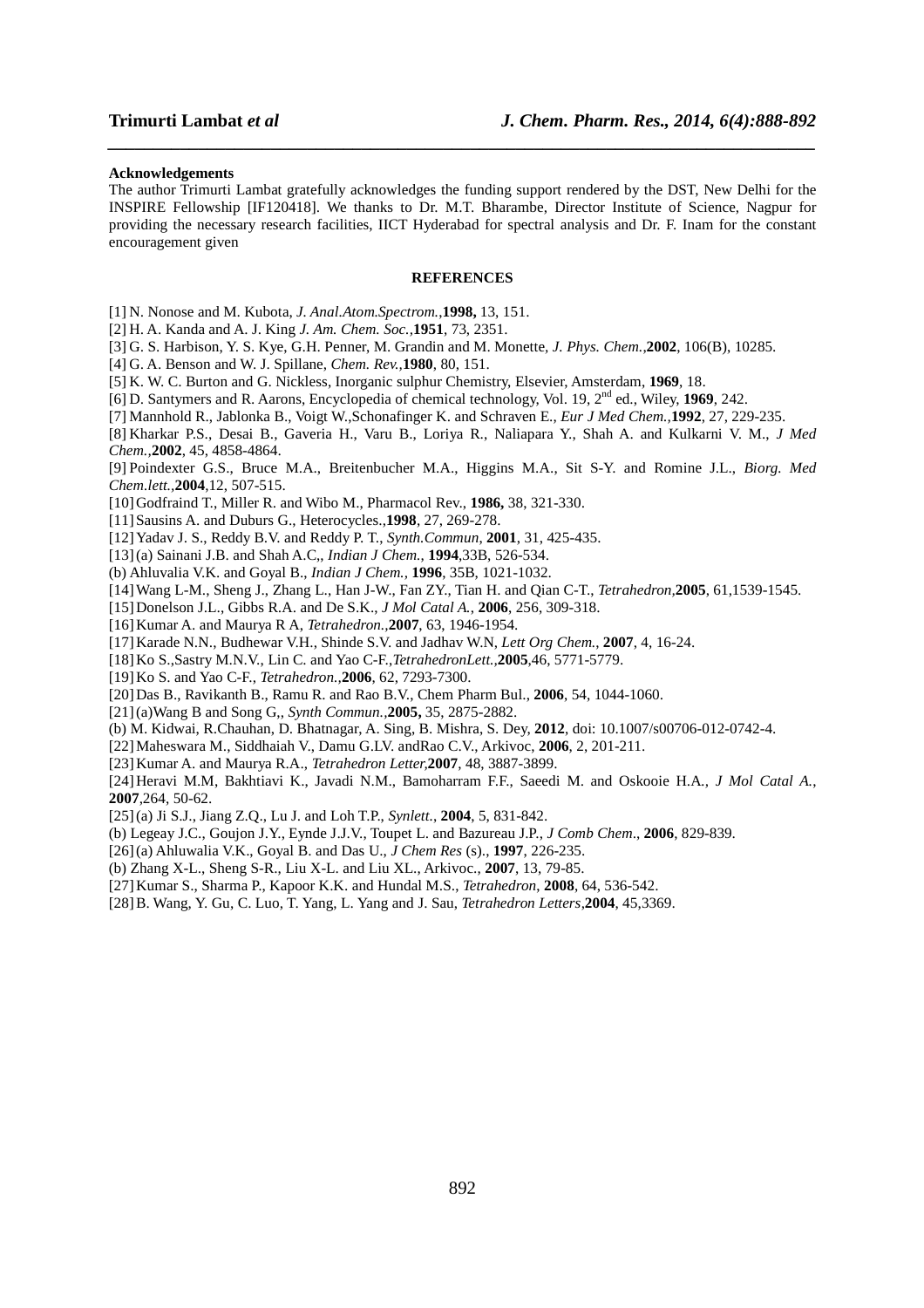**Acknowledgements**

The author Trimurti Lambat gratefully acknowledges the funding support rendered by the DST, New Delhi for the INSPIRE Fellowship [IF120418]. We thanks to Dr. M.T. Bharambe, Director Institute of Science, Nagpur for providing the necessary research facilities, IICT Hyderabad for spectral analysis and Dr. F. Inam for the constant encouragement given

## REFERENCES

[1] N. Nonose and M. Kubota, *J. Anal.Atom.Spectrom.*,**1998,** 13, 151.

[2] H. A. Kanda and A. J. King *J. Am. Chem. Soc.*,**1951**, 73, 2351.

[3] G. S. Harbison, Y. S. Kye, G.H. Penner, M. Grandin and M. Monette, *J. Phys. Chem.*,**2002**, 106(B), 10285.

[4] G. A. Benson and W. J. Spillane, *Chem. Rev.*,**1980**, 80, 151.

[5] K. W. C. Burton and G. Nickless, Inorganic sulphur Chemistry, Elsevier, Amsterdam, **1969**, 18.

[6] D. Santymers and R. Aarons, Encyclopedia of chemical technology, Vol. 19, 2nd ed., Wiley, **1969**, 242.

[7] Mannhold R., Jablonka B., Voigt W.,Schonafinger K. and Schraven E., *Eur J Med Chem.*,**1992**, 27, 229-235.

[8] Kharkar P.S., Desai B., Gaveria H., Varu B., Loriya R., Naliapara Y., Shah A. and Kulkarni V. M., *J Med Chem.*,**2002**, 45, 4858-4864.

[9] Poindexter G.S., Bruce M.A., Breitenbucher M.A., Higgins M.A., Sit S-Y. and Romine J.L., *Biorg. Med Chem.lett.*,**2004**,12, 507-515.

[10] Godfraind T., Miller R. and Wibo M., Pharmacol Rev., **1986,** 38, 321-330.

[11] Sausins A. and Duburs G., Heterocycles.,**1998**, 27, 269-278.

[12] Yadav J. S., Reddy B.V. and Reddy P. T., *Synth.Commun*, **2001**, 31, 425-435.

[13] (a) Sainani J.B. and Shah A.C,, *Indian J Chem.*, **1994**,33B, 526-534.
(b) Ahluvalia V.K. and Goyal B., *Indian J Chem.*, **1996**, 35B, 1021-1032.

[14] Wang L-M., Sheng J., Zhang L., Han J-W., Fan ZY., Tian H. and Qian C-T., *Tetrahedron*,**2005**, 61,1539-1545.

[15] Donelson J.L., Gibbs R.A. and De S.K., *J Mol Catal A.*, **2006**, 256, 309-318.

[16] Kumar A. and Maurya R A, *Tetrahedron.*,**2007**, 63, 1946-1954.

[17] Karade N.N., Budhewar V.H., Shinde S.V. and Jadhav W.N, *Lett Org Chem.*, **2007**, 4, 16-24.

[18] Ko S.,Sastry M.N.V., Lin C. and Yao C-F.,*TetrahedronLett.*,**2005**,46, 5771-5779.

[19] Ko S. and Yao C-F., *Tetrahedron.*,**2006**, 62, 7293-7300.

[20] Das B., Ravikanth B., Ramu R. and Rao B.V., Chem Pharm Bul., **2006**, 54, 1044-1060.

[21] (a)Wang B and Song G,, *Synth Commun.*,**2005,** 35, 2875-2882.
(b) M. Kidwai, R.Chauhan, D. Bhatnagar, A. Sing, B. Mishra, S. Dey, **2012**, doi: 10.1007/s00706-012-0742-4.

[22] Maheswara M., Siddhaiah V., Damu G.LV. andRao C.V., Arkivoc, **2006**, 2, 201-211.

[23] Kumar A. and Maurya R.A., *Tetrahedron Letter*,**2007**, 48, 3887-3899.

[24] Heravi M.M, Bakhtiavi K., Javadi N.M., Bamoharram F.F., Saeedi M. and Oskooie H.A., *J Mol Catal A.*, **2007**,264, 50-62.

[25] (a) Ji S.J., Jiang Z.Q., Lu J. and Loh T.P., *Synlett.*, **2004**, 5, 831-842.
(b) Legeay J.C., Goujon J.Y., Eynde J.J.V., Toupet L. and Bazureau J.P., *J Comb Chem*., **2006**, 829-839.

[26] (a) Ahluwalia V.K., Goyal B. and Das U., *J Chem Res* (s)., **1997**, 226-235.
(b) Zhang X-L., Sheng S-R., Liu X-L. and Liu XL., Arkivoc., **2007**, 13, 79-85.

[27] Kumar S., Sharma P., Kapoor K.K. and Hundal M.S., *Tetrahedron*, **2008**, 64, 536-542.

[28] B. Wang, Y. Gu, C. Luo, T. Yang, L. Yang and J. Sau, *Tetrahedron Letters*,**2004**, 45,3369.